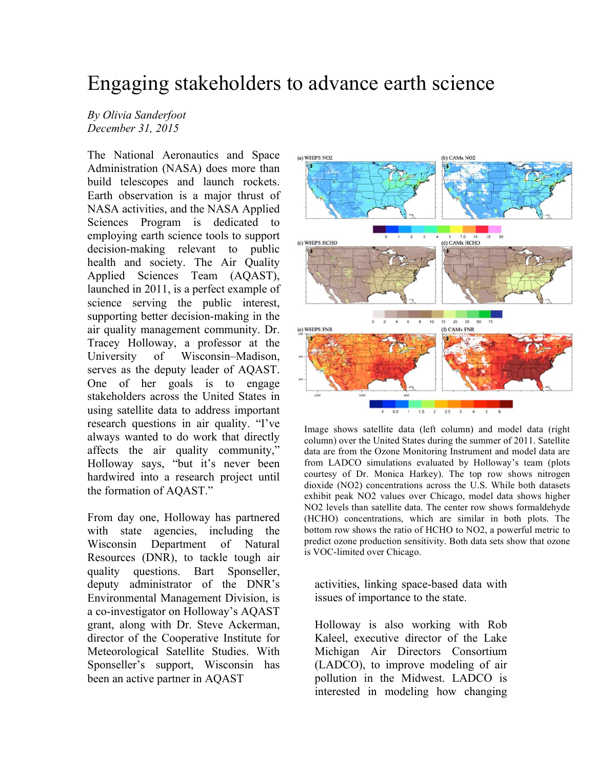# Engaging stakeholders to advance earth science

*By Olivia Sanderfoot*
*December 31, 2015*

The National Aeronautics and Space Administration (NASA) does more than build telescopes and launch rockets. Earth observation is a major thrust of NASA activities, and the NASA Applied Sciences Program is dedicated to employing earth science tools to support decision-making relevant to public health and society. The Air Quality Applied Sciences Team (AQAST), launched in 2011, is a perfect example of science serving the public interest, supporting better decision-making in the air quality management community. Dr. Tracey Holloway, a professor at the University of Wisconsin–Madison, serves as the deputy leader of AQAST. One of her goals is to engage stakeholders across the United States in using satellite data to address important research questions in air quality. "I've always wanted to do work that directly affects the air quality community," Holloway says, "but it's never been hardwired into a research project until the formation of AQAST."

From day one, Holloway has partnered with state agencies, including the Wisconsin Department of Natural Resources (DNR), to tackle tough air quality questions. Bart Sponseller, deputy administrator of the DNR's Environmental Management Division, is a co-investigator on Holloway's AQAST grant, along with Dr. Steve Ackerman, director of the Cooperative Institute for Meteorological Satellite Studies. With Sponseller's support, Wisconsin has been an active partner in AQAST activities, linking space-based data with issues of importance to the state.

Image shows satellite data (left column) and model data (right column) over the United States during the summer of 2011. Satellite data are from the Ozone Monitoring Instrument and model data are from LADCO simulations evaluated by Holloway's team (plots courtesy of Dr. Monica Harkey). The top row shows nitrogen dioxide ($NO_2$) concentrations across the U.S. While both datasets exhibit peak $NO_2$ values over Chicago, model data shows higher $NO_2$ levels than satellite data. The center row shows formaldehyde (HCHO) concentrations, which are similar in both plots. The bottom row shows the ratio of HCHO to $NO_2$, a powerful metric to predict ozone production sensitivity. Both data sets show that ozone is VOC-limited over Chicago.

Holloway is also working with Rob Kaleel, executive director of the Lake Michigan Air Directors Consortium (LADCO), to improve modeling of air pollution in the Midwest. LADCO is interested in modeling how changing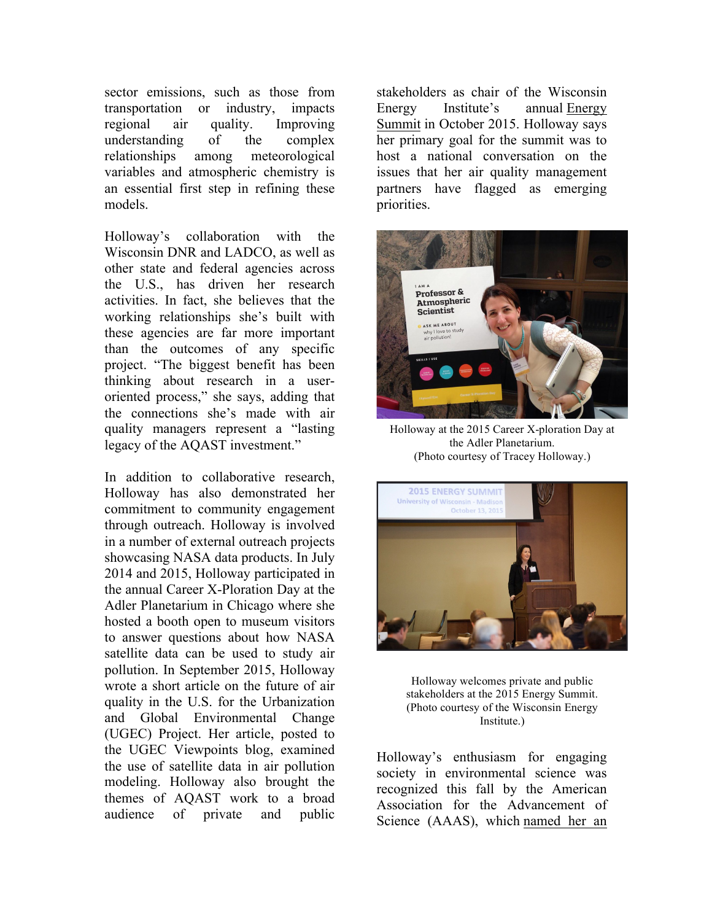sector emissions, such as those from transportation or industry, impacts regional air quality. Improving understanding of the complex relationships among meteorological variables and atmospheric chemistry is an essential first step in refining these models.

Holloway's collaboration with the Wisconsin DNR and LADCO, as well as other state and federal agencies across the U.S., has driven her research activities. In fact, she believes that the working relationships she's built with these agencies are far more important than the outcomes of any specific project. "The biggest benefit has been thinking about research in a user-oriented process," she says, adding that the connections she's made with air quality managers represent a "lasting legacy of the AQAST investment."

In addition to collaborative research, Holloway has also demonstrated her commitment to community engagement through outreach. Holloway is involved in a number of external outreach projects showcasing NASA data products. In July 2014 and 2015, Holloway participated in the annual Career X-Ploration Day at the Adler Planetarium in Chicago where she hosted a booth open to museum visitors to answer questions about how NASA satellite data can be used to study air pollution. In September 2015, Holloway wrote a short article on the future of air quality in the U.S. for the Urbanization and Global Environmental Change (UGEC) Project. Her article, posted to the UGEC Viewpoints blog, examined the use of satellite data in air pollution modeling. Holloway also brought the themes of AQAST work to a broad audience of private and public stakeholders as chair of the Wisconsin Energy Institute's annual Energy Summit in October 2015. Holloway says her primary goal for the summit was to host a national conversation on the issues that her air quality management partners have flagged as emerging priorities.

Holloway at the 2015 Career X-ploration Day at the Adler Planetarium.
(Photo courtesy of Tracey Holloway.)

Holloway welcomes private and public stakeholders at the 2015 Energy Summit.
(Photo courtesy of the Wisconsin Energy Institute.)

Holloway's enthusiasm for engaging society in environmental science was recognized this fall by the American Association for the Advancement of Science (AAAS), which named her an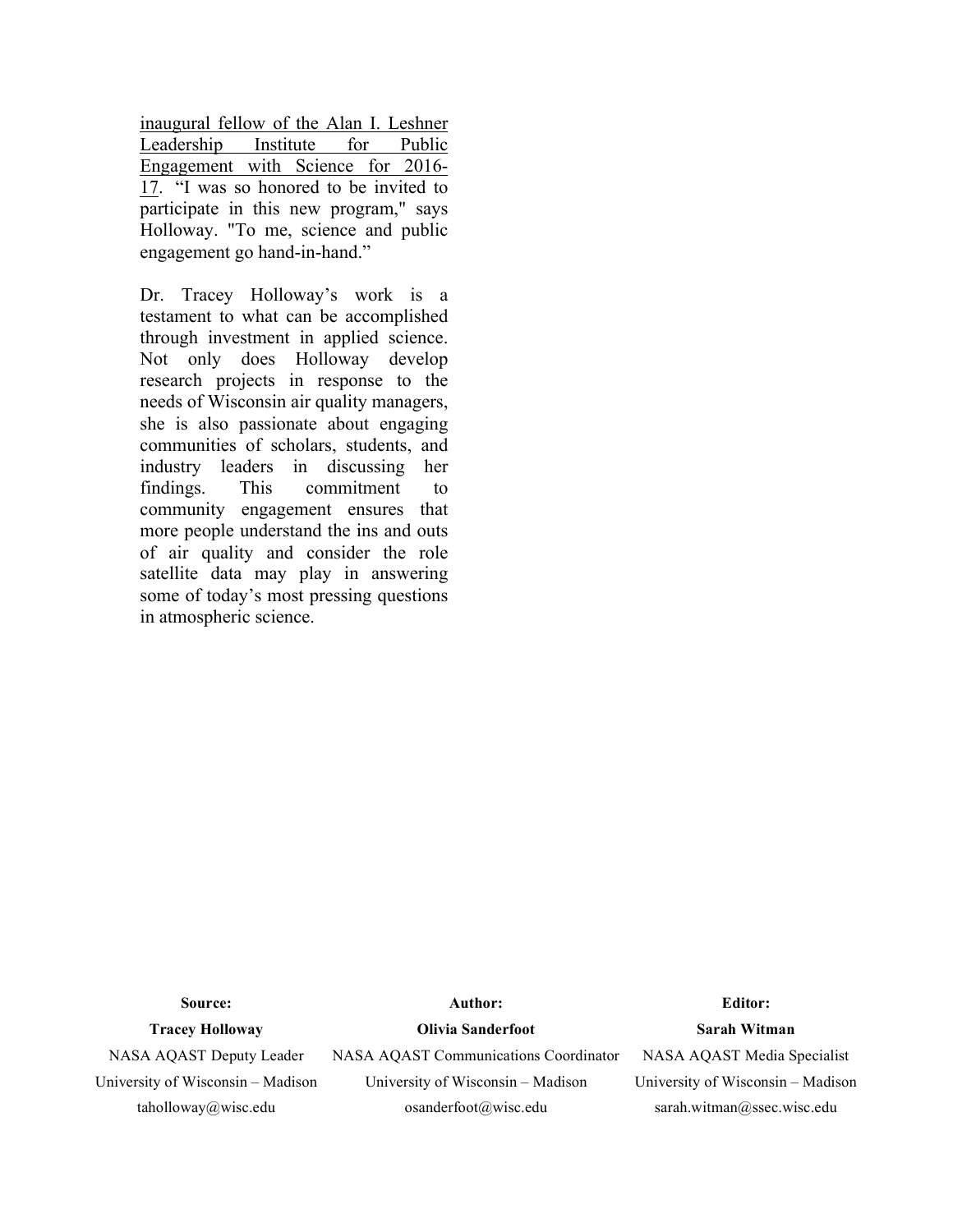inaugural fellow of the Alan I. Leshner Leadership Institute for Public Engagement with Science for 2016-17. "I was so honored to be invited to participate in this new program," says Holloway. "To me, science and public engagement go hand-in-hand."

Dr. Tracey Holloway's work is a testament to what can be accomplished through investment in applied science. Not only does Holloway develop research projects in response to the needs of Wisconsin air quality managers, she is also passionate about engaging communities of scholars, students, and industry leaders in discussing her findings. This commitment to community engagement ensures that more people understand the ins and outs of air quality and consider the role satellite data may play in answering some of today's most pressing questions in atmospheric science.

| | | |
|---|---|---|
| **Source:** | **Author:** | **Editor:** |
| **Tracey Holloway** | **Olivia Sanderfoot** | **Sarah Witman** |
| NASA AQAST Deputy Leader | NASA AQAST Communications Coordinator | NASA AQAST Media Specialist |
| University of Wisconsin – Madison | University of Wisconsin – Madison | University of Wisconsin – Madison |
| taholloway@wisc.edu | osanderfoot@wisc.edu | sarah.witman@ssec.wisc.edu |